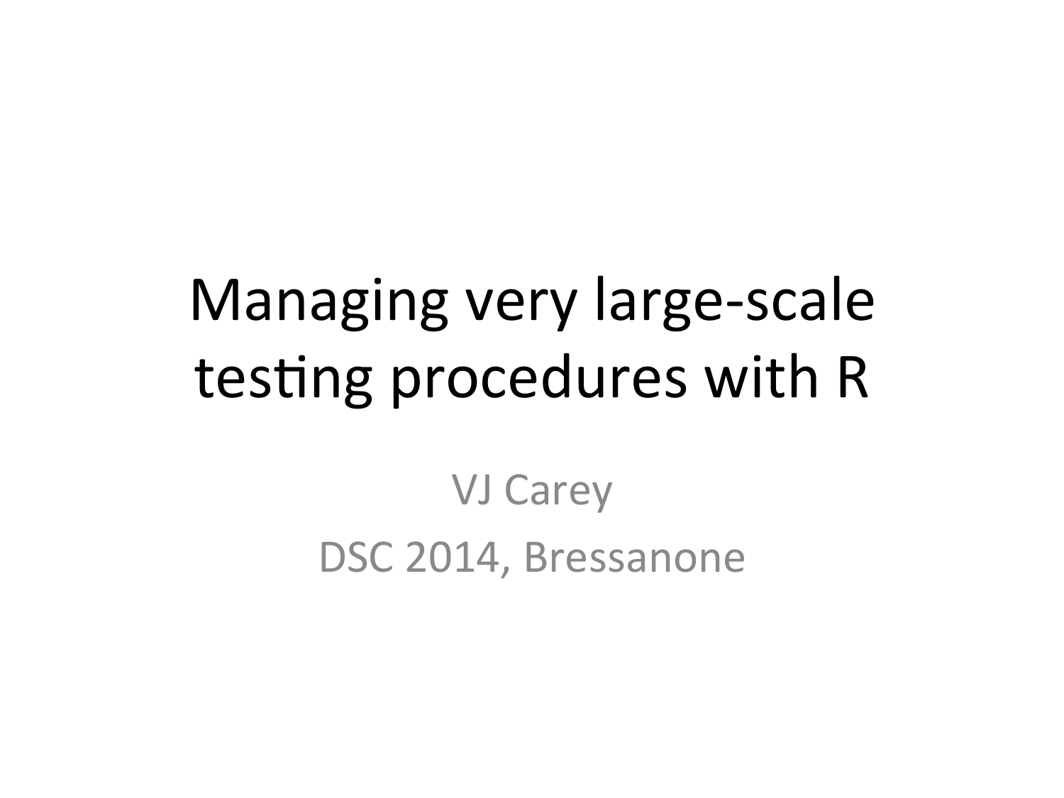# Managing very large-scale testing procedures with R

VJ Carey

DSC 2014, Bressanone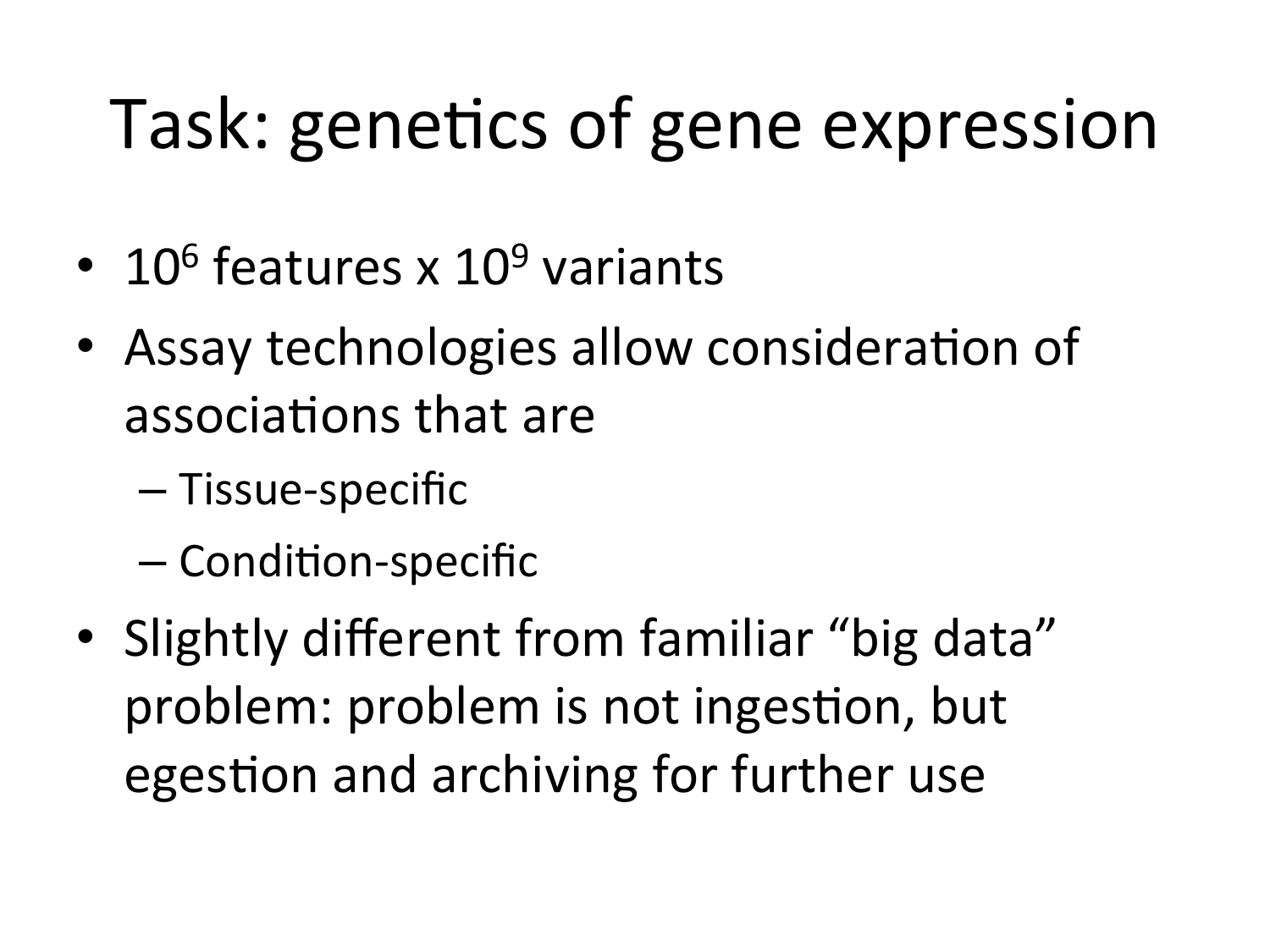# Task: genetics of gene expression

- $10^6$ features x $10^9$ variants
- Assay technologies allow consideration of associations that are
  - Tissue-specific
  - Condition-specific
- Slightly different from familiar "big data" problem: problem is not ingestion, but egestion and archiving for further use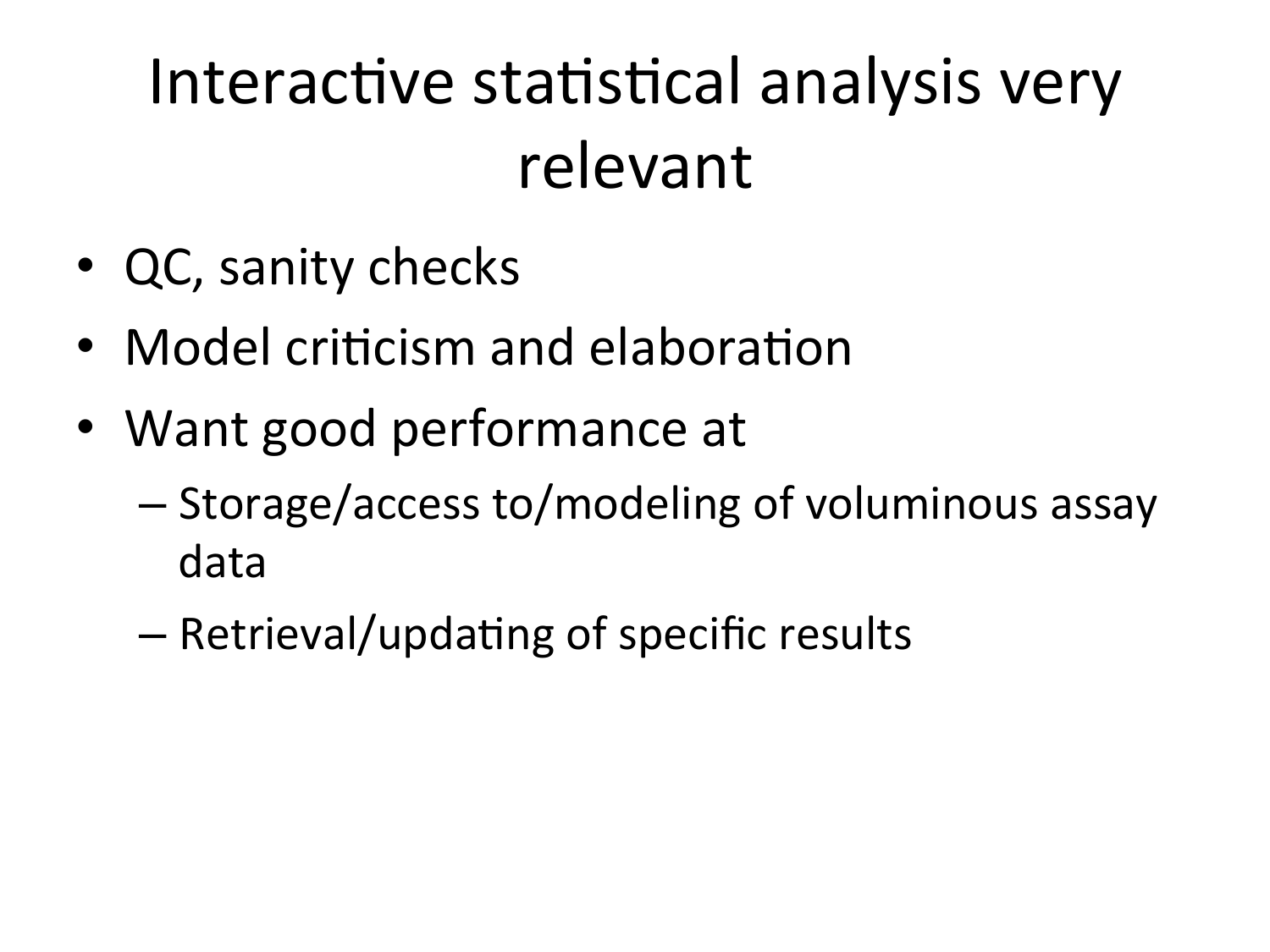# Interactive statistical analysis very relevant

- QC, sanity checks
- Model criticism and elaboration
- Want good performance at
  - Storage/access to/modeling of voluminous assay data
  - Retrieval/updating of specific results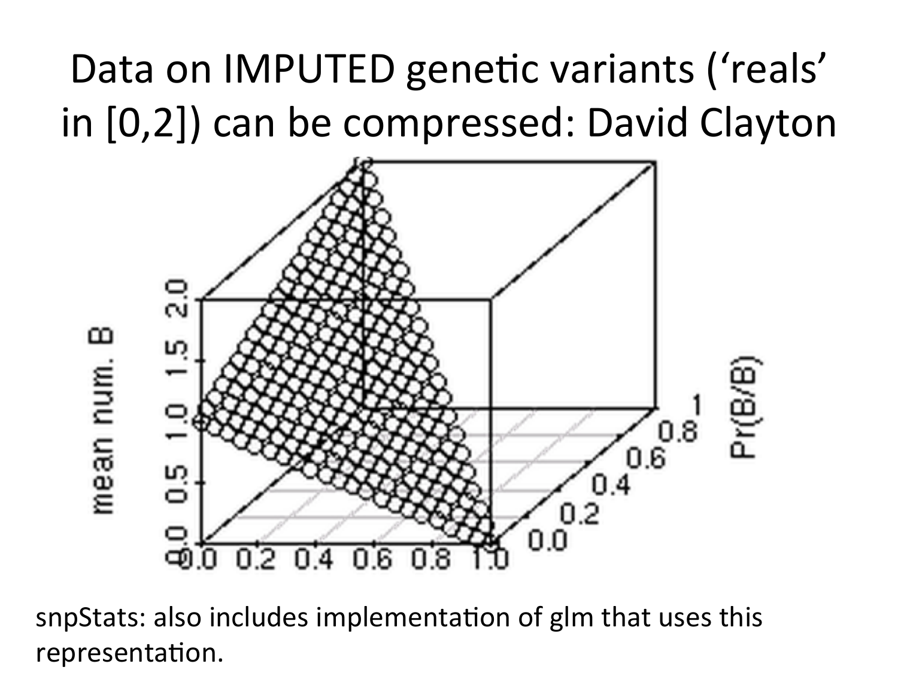# Data on IMPUTED genetic variants ('reals' in [0,2]) can be compressed: David Clayton

snpStats: also includes implementation of glm that uses this representation.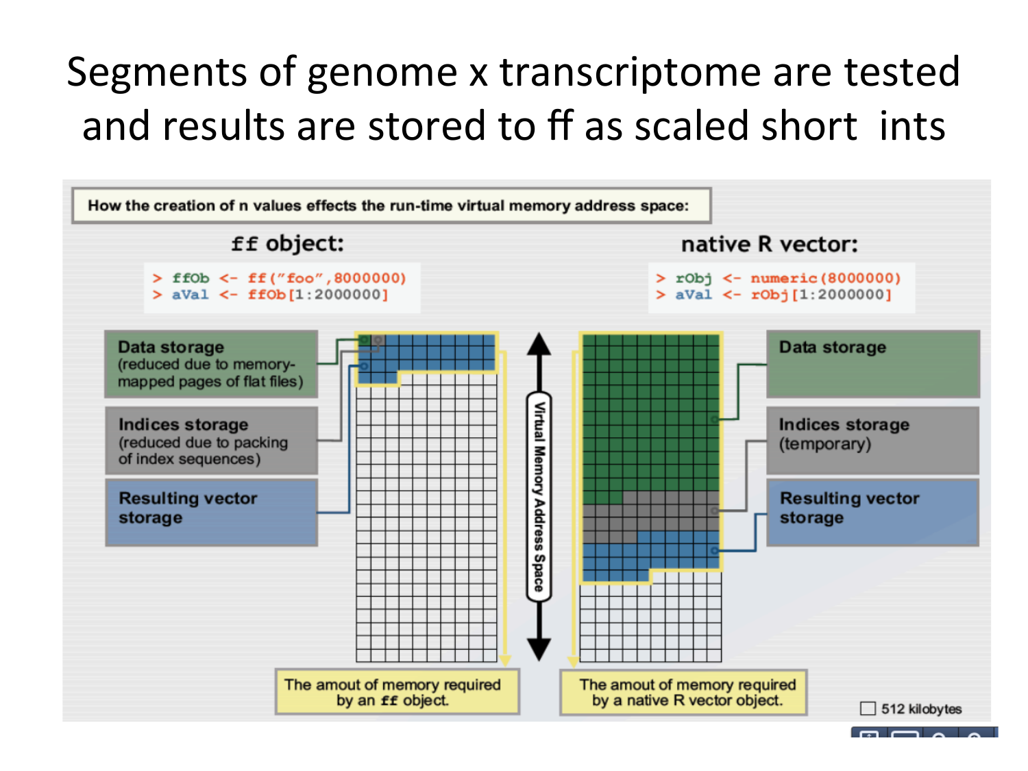# Segments of genome x transcriptome are tested and results are stored to ff as scaled short ints

How the creation of n values effects the run-time virtual memory address space:

**ff object:**

```
> ffOb <- ff("foo",8000000)
> aVal <- ffOb[1:2000000]
```

**native R vector:**

```
> rObj <- numeric(8000000)
> aVal <- rObj[1:2000000]
```

Data storage (reduced due to memory-mapped pages of flat files)

Indices storage (reduced due to packing of index sequences)

Resulting vector storage

Virtual Memory Address Space

Data storage

Indices storage (temporary)

Resulting vector storage

The amout of memory required by an ff object.

The amout of memory required by a native R vector object.

512 kilobytes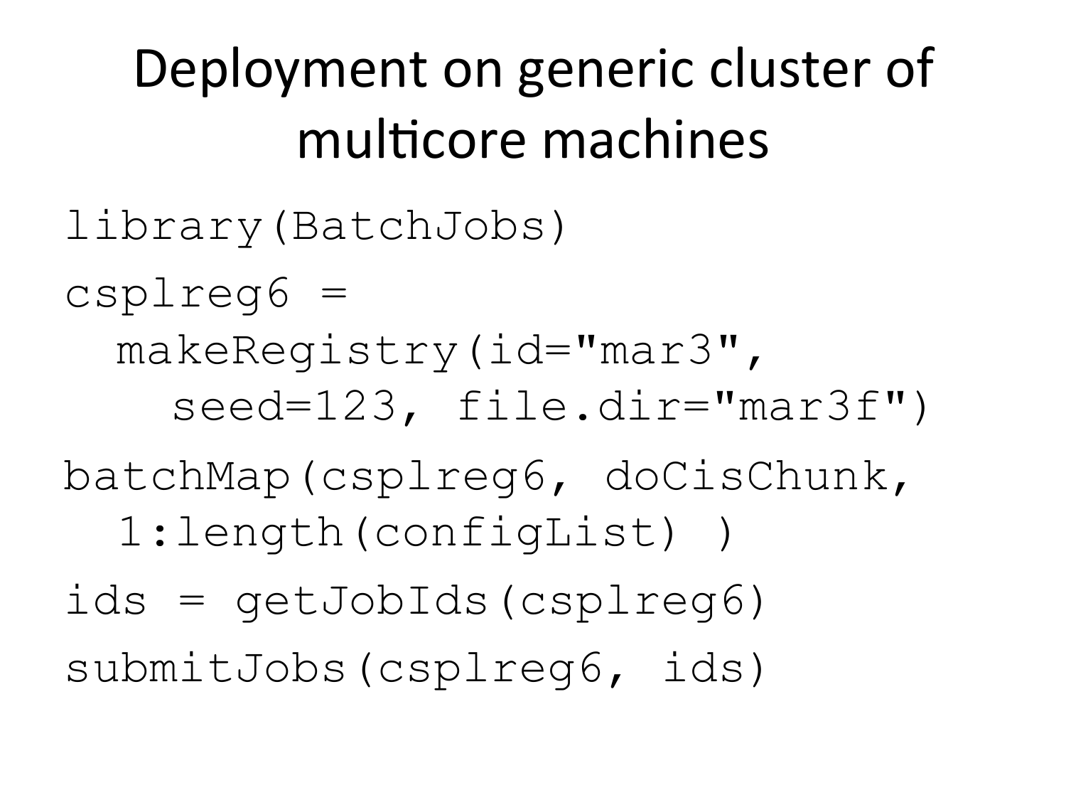# Deployment on generic cluster of multicore machines

```
library(BatchJobs)
csplreg6 =
  makeRegistry(id="mar3",
    seed=123, file.dir="mar3f")
batchMap(csplreg6, doCisChunk,
  1:length(configList) )
ids = getJobIds(csplreg6)
submitJobs(csplreg6, ids)
```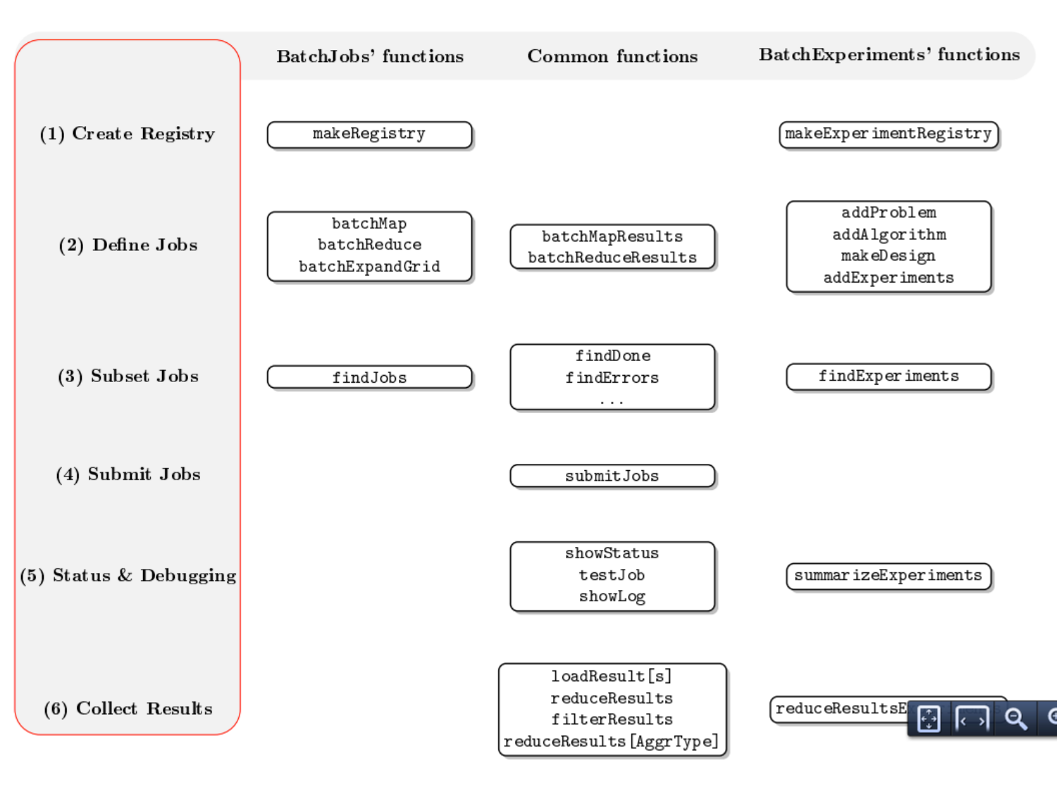| | BatchJobs' functions | Common functions | BatchExperiments' functions |
|---|---|---|---|
| **(1) Create Registry** | makeRegistry | | makeExperimentRegistry |
| **(2) Define Jobs** | batchMap<br>batchReduce<br>batchExpandGrid | batchMapResults<br>batchReduceResults | addProblem<br>addAlgorithm<br>makeDesign<br>addExperiments |
| **(3) Subset Jobs** | findJobs | findDone<br>findErrors<br>... | findExperiments |
| **(4) Submit Jobs** | | submitJobs | |
| **(5) Status & Debugging** | | showStatus<br>testJob<br>showLog | summarizeExperiments |
| **(6) Collect Results** | | loadResult[s]<br>reduceResults<br>filterResults<br>reduceResults[AggrType] | reduceResultsE |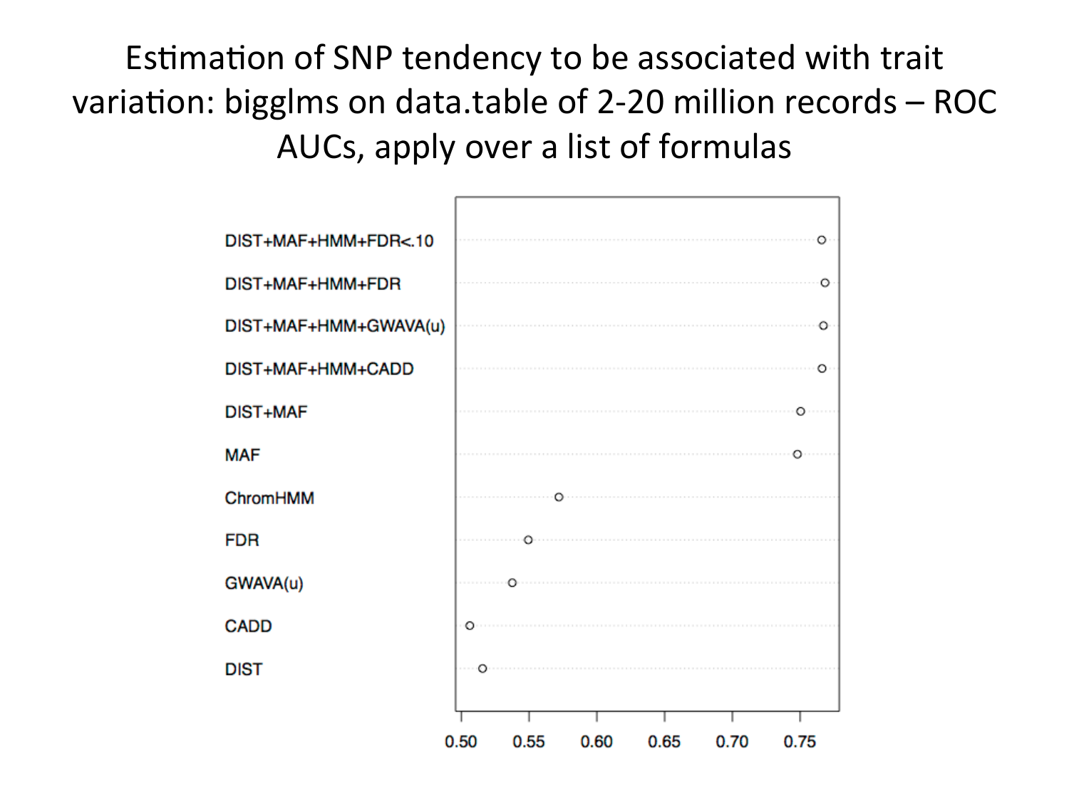# Estimation of SNP tendency to be associated with trait variation: bigglms on data.table of 2-20 million records – ROC AUCs, apply over a list of formulas

| Model | AUC (approx.) |
|---|---|
| DIST+MAF+HMM+FDR<.10 | ~0.77 |
| DIST+MAF+HMM+FDR | ~0.77 |
| DIST+MAF+HMM+GWAVA(u) | ~0.77 |
| DIST+MAF+HMM+CADD | ~0.77 |
| DIST+MAF | ~0.75 |
| MAF | ~0.75 |
| ChromHMM | ~0.57 |
| FDR | ~0.55 |
| GWAVA(u) | ~0.54 |
| CADD | ~0.51 |
| DIST | ~0.52 |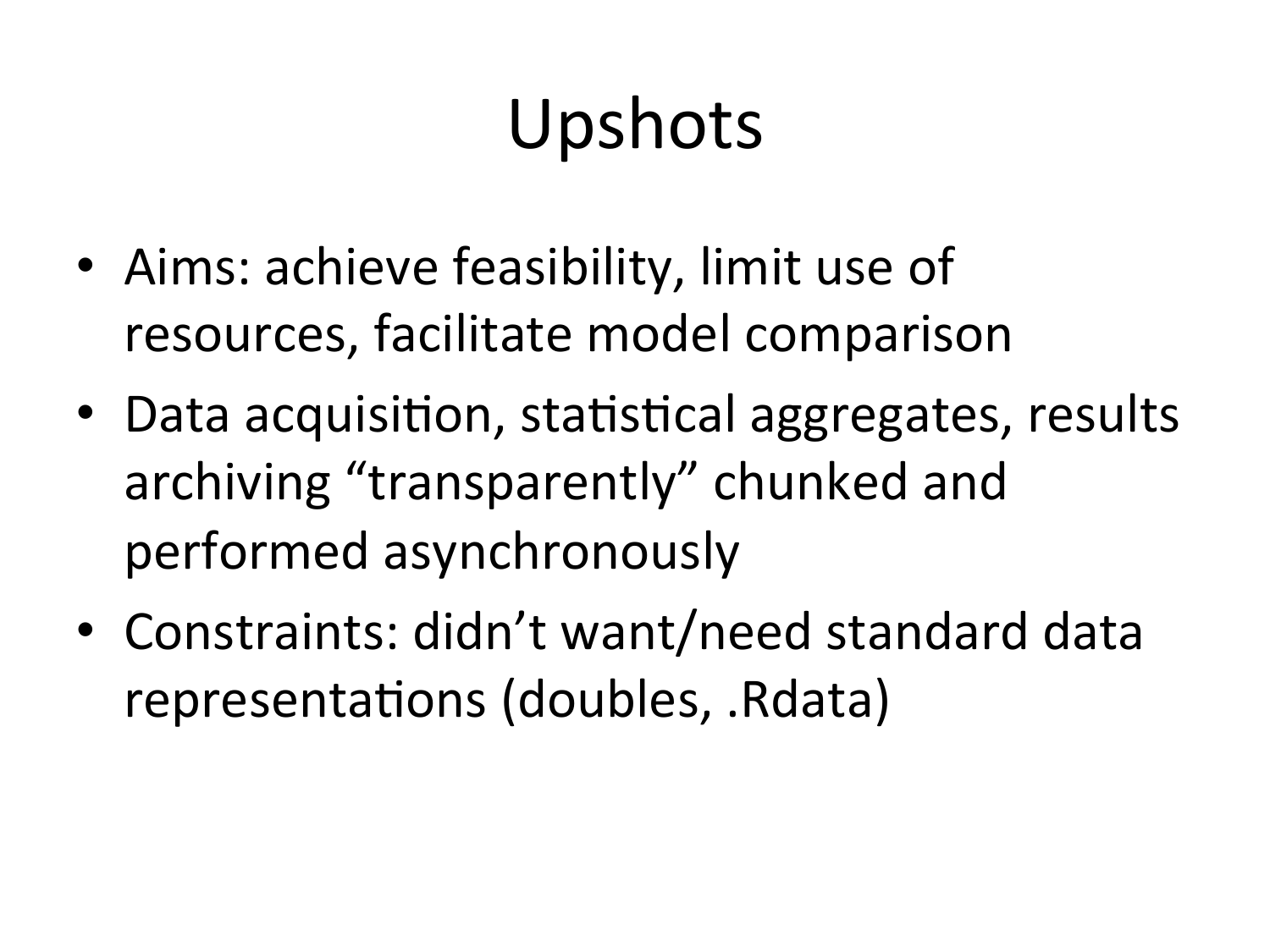# Upshots

- Aims: achieve feasibility, limit use of resources, facilitate model comparison
- Data acquisition, statistical aggregates, results archiving "transparently" chunked and performed asynchronously
- Constraints: didn't want/need standard data representations (doubles, .Rdata)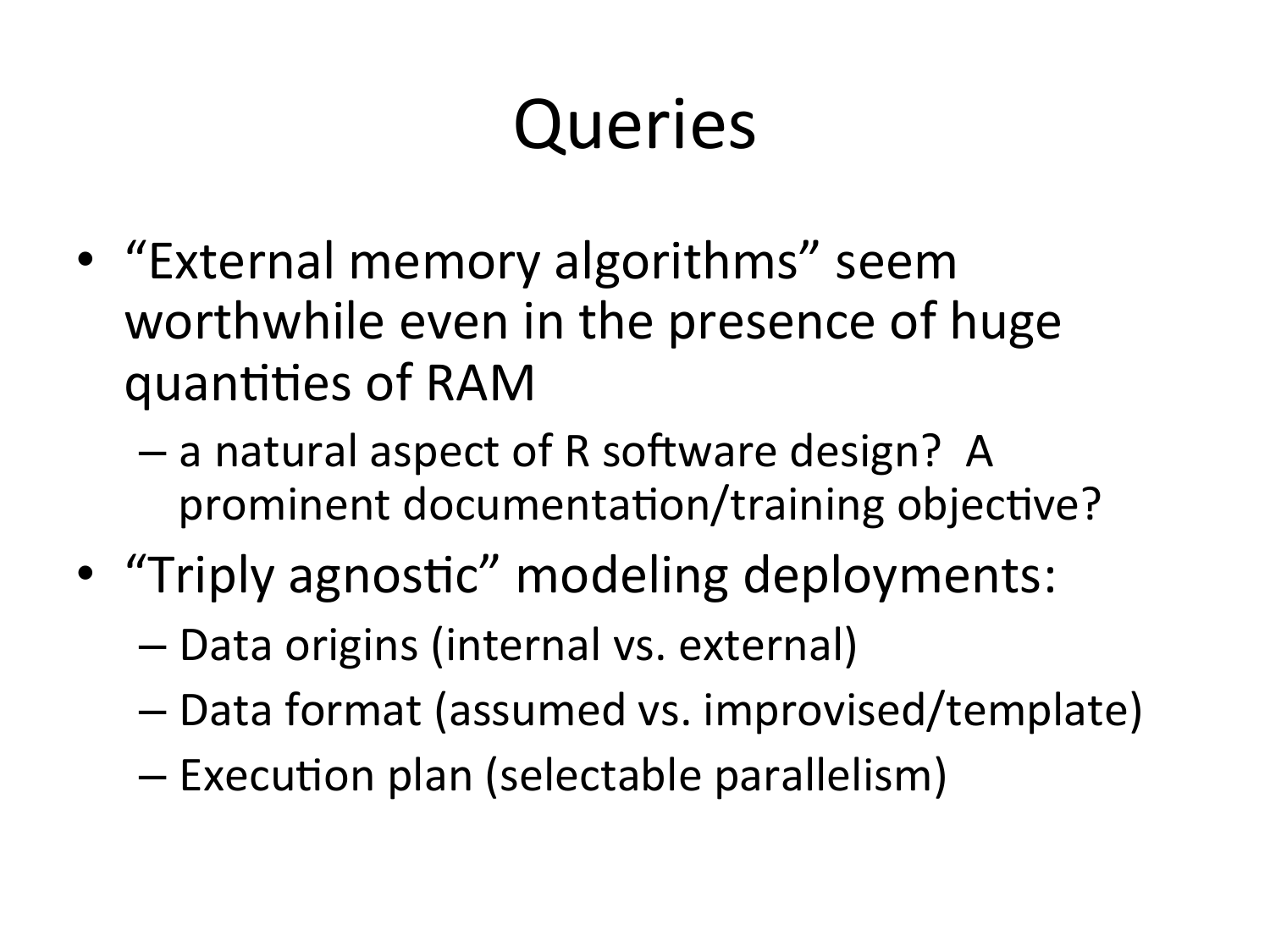# Queries

- "External memory algorithms" seem worthwhile even in the presence of huge quantities of RAM
  - a natural aspect of R software design? A prominent documentation/training objective?
- "Triply agnostic" modeling deployments:
  - Data origins (internal vs. external)
  - Data format (assumed vs. improvised/template)
  - Execution plan (selectable parallelism)